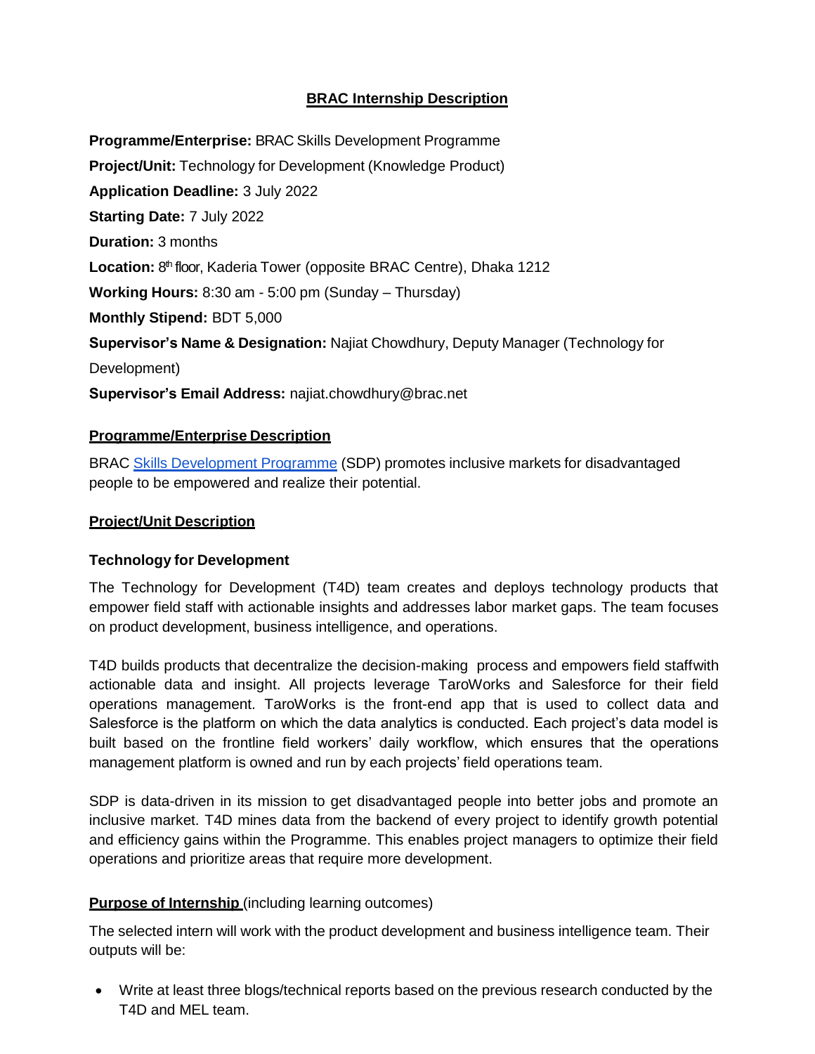# BRAC Internship Description

**Programme/Enterprise:** BRAC Skills Development Programme

**Project/Unit:** Technology for Development (Knowledge Product)

**Application Deadline:** 3 July 2022

**Starting Date:** 7 July 2022

**Duration:** 3 months

**Location:** 8th floor, Kaderia Tower (opposite BRAC Centre), Dhaka 1212

**Working Hours:** 8:30 am - 5:00 pm (Sunday – Thursday)

**Monthly Stipend:** BDT 5,000

**Supervisor's Name & Designation:** Najiat Chowdhury, Deputy Manager (Technology for Development)

**Supervisor's Email Address:** najiat.chowdhury@brac.net

## Programme/Enterprise Description

BRAC Skills Development Programme (SDP) promotes inclusive markets for disadvantaged people to be empowered and realize their potential.

## Project/Unit Description

### Technology for Development

The Technology for Development (T4D) team creates and deploys technology products that empower field staff with actionable insights and addresses labor market gaps. The team focuses on product development, business intelligence, and operations.

T4D builds products that decentralize the decision-making process and empowers field staffwith actionable data and insight. All projects leverage TaroWorks and Salesforce for their field operations management. TaroWorks is the front-end app that is used to collect data and Salesforce is the platform on which the data analytics is conducted. Each project's data model is built based on the frontline field workers' daily workflow, which ensures that the operations management platform is owned and run by each projects' field operations team.

SDP is data-driven in its mission to get disadvantaged people into better jobs and promote an inclusive market. T4D mines data from the backend of every project to identify growth potential and efficiency gains within the Programme. This enables project managers to optimize their field operations and prioritize areas that require more development.

## Purpose of Internship (including learning outcomes)

The selected intern will work with the product development and business intelligence team. Their outputs will be:

- Write at least three blogs/technical reports based on the previous research conducted by the T4D and MEL team.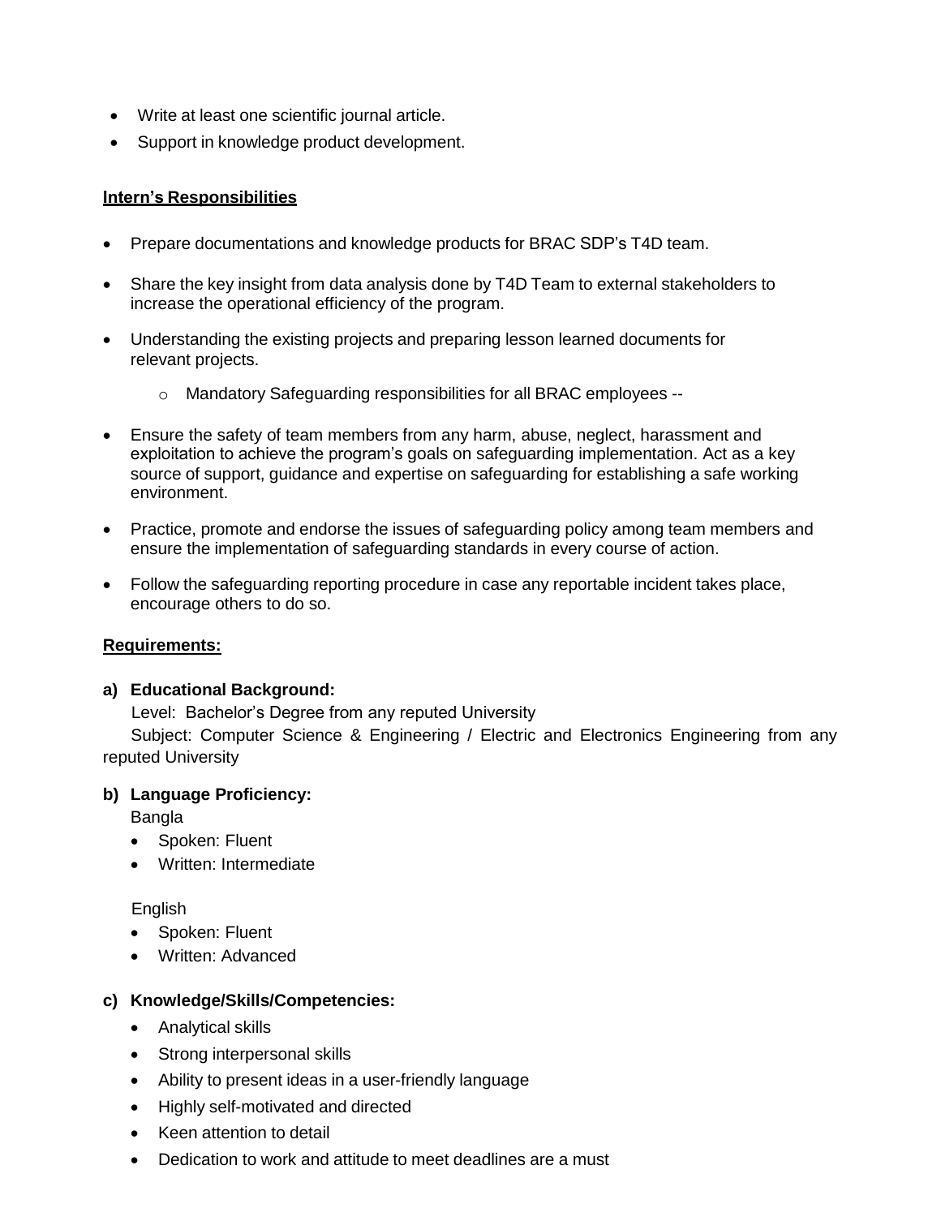- Write at least one scientific journal article.
- Support in knowledge product development.

**Intern's Responsibilities**

- Prepare documentations and knowledge products for BRAC SDP's T4D team.
- Share the key insight from data analysis done by T4D Team to external stakeholders to increase the operational efficiency of the program.
- Understanding the existing projects and preparing lesson learned documents for relevant projects.
    - Mandatory Safeguarding responsibilities for all BRAC employees --
- Ensure the safety of team members from any harm, abuse, neglect, harassment and exploitation to achieve the program's goals on safeguarding implementation. Act as a key source of support, guidance and expertise on safeguarding for establishing a safe working environment.
- Practice, promote and endorse the issues of safeguarding policy among team members and ensure the implementation of safeguarding standards in every course of action.
- Follow the safeguarding reporting procedure in case any reportable incident takes place, encourage others to do so.

**Requirements:**

**a) Educational Background:**

Level: Bachelor's Degree from any reputed University

Subject: Computer Science & Engineering / Electric and Electronics Engineering from any reputed University

**b) Language Proficiency:**

Bangla

- Spoken: Fluent
- Written: Intermediate

English

- Spoken: Fluent
- Written: Advanced

**c) Knowledge/Skills/Competencies:**

- Analytical skills
- Strong interpersonal skills
- Ability to present ideas in a user-friendly language
- Highly self-motivated and directed
- Keen attention to detail
- Dedication to work and attitude to meet deadlines are a must